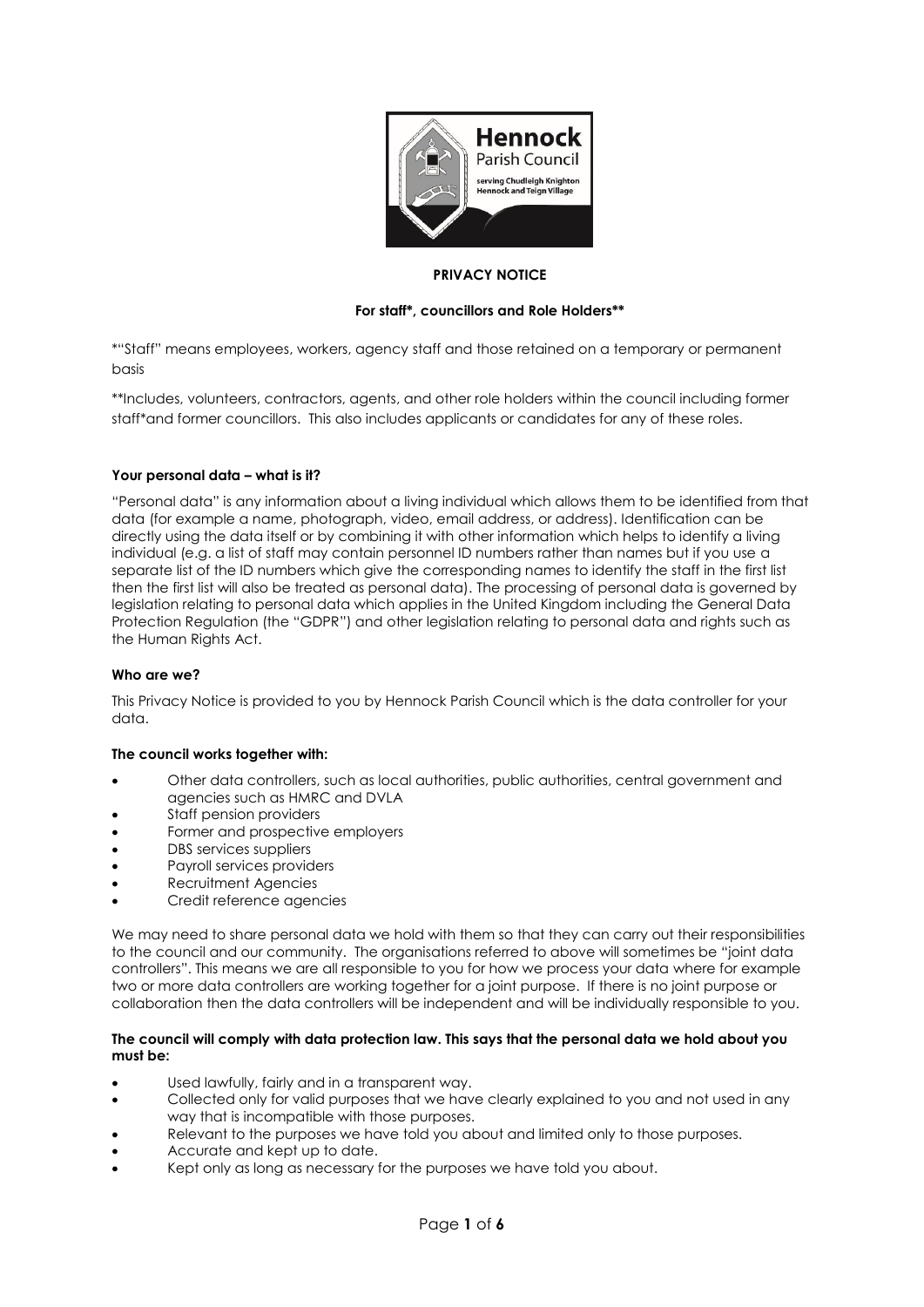**PRIVACY NOTICE**

**For staff*, councillors and Role Holders****

*"Staff" means employees, workers, agency staff and those retained on a temporary or permanent basis

**Includes, volunteers, contractors, agents, and other role holders within the council including former staff*and former councillors. This also includes applicants or candidates for any of these roles.

**Your personal data – what is it?**

"Personal data" is any information about a living individual which allows them to be identified from that data (for example a name, photograph, video, email address, or address). Identification can be directly using the data itself or by combining it with other information which helps to identify a living individual (e.g. a list of staff may contain personnel ID numbers rather than names but if you use a separate list of the ID numbers which give the corresponding names to identify the staff in the first list then the first list will also be treated as personal data). The processing of personal data is governed by legislation relating to personal data which applies in the United Kingdom including the General Data Protection Regulation (the "GDPR") and other legislation relating to personal data and rights such as the Human Rights Act.

**Who are we?**

This Privacy Notice is provided to you by Hennock Parish Council which is the data controller for your data.

**The council works together with:**

- Other data controllers, such as local authorities, public authorities, central government and agencies such as HMRC and DVLA
- Staff pension providers
- Former and prospective employers
- DBS services suppliers
- Payroll services providers
- Recruitment Agencies
- Credit reference agencies

We may need to share personal data we hold with them so that they can carry out their responsibilities to the council and our community. The organisations referred to above will sometimes be "joint data controllers". This means we are all responsible to you for how we process your data where for example two or more data controllers are working together for a joint purpose. If there is no joint purpose or collaboration then the data controllers will be independent and will be individually responsible to you.

**The council will comply with data protection law. This says that the personal data we hold about you must be:**

- Used lawfully, fairly and in a transparent way.
- Collected only for valid purposes that we have clearly explained to you and not used in any way that is incompatible with those purposes.
- Relevant to the purposes we have told you about and limited only to those purposes.
- Accurate and kept up to date.
- Kept only as long as necessary for the purposes we have told you about.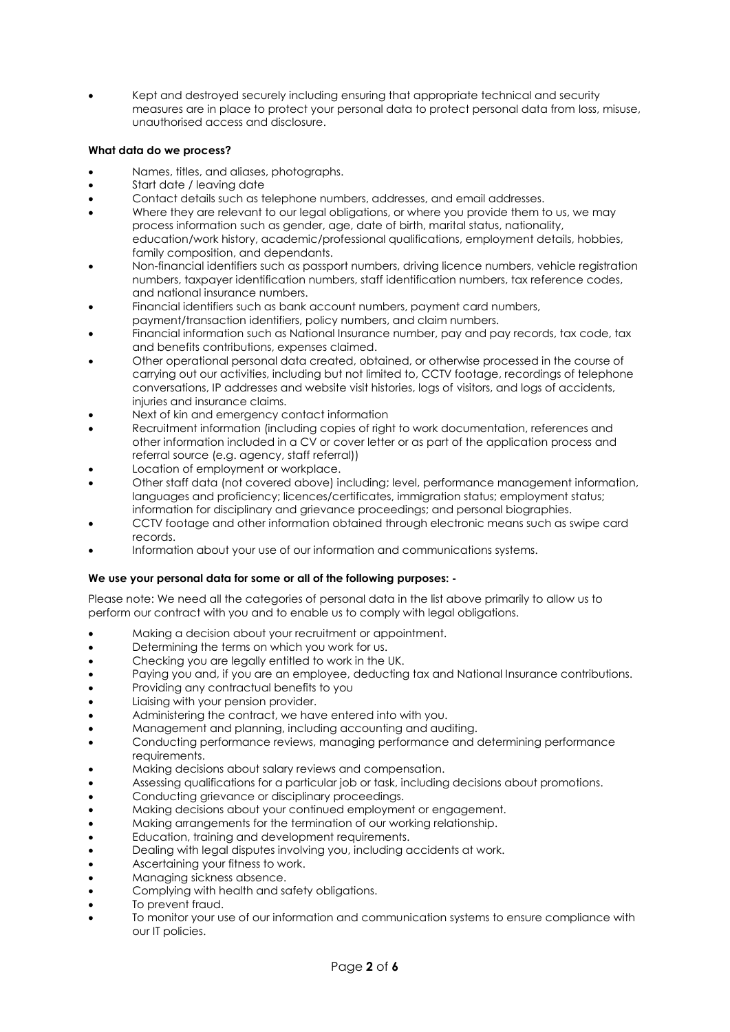- Kept and destroyed securely including ensuring that appropriate technical and security measures are in place to protect your personal data to protect personal data from loss, misuse, unauthorised access and disclosure.

**What data do we process?**

- Names, titles, and aliases, photographs.
- Start date / leaving date
- Contact details such as telephone numbers, addresses, and email addresses.
- Where they are relevant to our legal obligations, or where you provide them to us, we may process information such as gender, age, date of birth, marital status, nationality, education/work history, academic/professional qualifications, employment details, hobbies, family composition, and dependants.
- Non-financial identifiers such as passport numbers, driving licence numbers, vehicle registration numbers, taxpayer identification numbers, staff identification numbers, tax reference codes, and national insurance numbers.
- Financial identifiers such as bank account numbers, payment card numbers, payment/transaction identifiers, policy numbers, and claim numbers.
- Financial information such as National Insurance number, pay and pay records, tax code, tax and benefits contributions, expenses claimed.
- Other operational personal data created, obtained, or otherwise processed in the course of carrying out our activities, including but not limited to, CCTV footage, recordings of telephone conversations, IP addresses and website visit histories, logs of visitors, and logs of accidents, injuries and insurance claims.
- Next of kin and emergency contact information
- Recruitment information (including copies of right to work documentation, references and other information included in a CV or cover letter or as part of the application process and referral source (e.g. agency, staff referral))
- Location of employment or workplace.
- Other staff data (not covered above) including; level, performance management information, languages and proficiency; licences/certificates, immigration status; employment status; information for disciplinary and grievance proceedings; and personal biographies.
- CCTV footage and other information obtained through electronic means such as swipe card records.
- Information about your use of our information and communications systems.

**We use your personal data for some or all of the following purposes: -**

Please note: We need all the categories of personal data in the list above primarily to allow us to perform our contract with you and to enable us to comply with legal obligations.

- Making a decision about your recruitment or appointment.
- Determining the terms on which you work for us.
- Checking you are legally entitled to work in the UK.
- Paying you and, if you are an employee, deducting tax and National Insurance contributions.
- Providing any contractual benefits to you
- Liaising with your pension provider.
- Administering the contract, we have entered into with you.
- Management and planning, including accounting and auditing.
- Conducting performance reviews, managing performance and determining performance requirements.
- Making decisions about salary reviews and compensation.
- Assessing qualifications for a particular job or task, including decisions about promotions.
- Conducting grievance or disciplinary proceedings.
- Making decisions about your continued employment or engagement.
- Making arrangements for the termination of our working relationship.
- Education, training and development requirements.
- Dealing with legal disputes involving you, including accidents at work.
- Ascertaining your fitness to work.
- Managing sickness absence.
- Complying with health and safety obligations.
- To prevent fraud.
- To monitor your use of our information and communication systems to ensure compliance with our IT policies.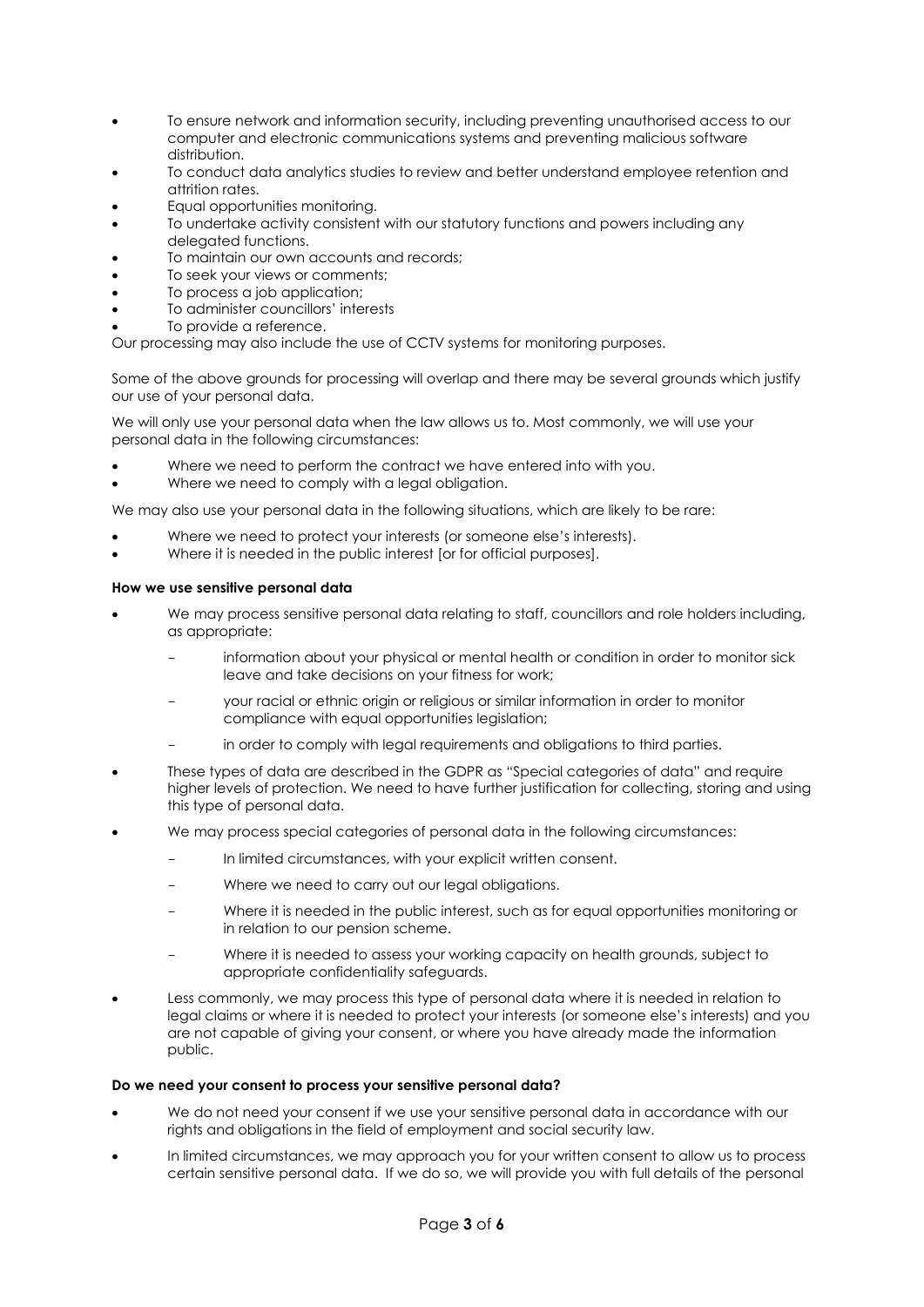- To ensure network and information security, including preventing unauthorised access to our computer and electronic communications systems and preventing malicious software distribution.
- To conduct data analytics studies to review and better understand employee retention and attrition rates.
- Equal opportunities monitoring.
- To undertake activity consistent with our statutory functions and powers including any delegated functions.
- To maintain our own accounts and records;
- To seek your views or comments;
- To process a job application;
- To administer councillors' interests
- To provide a reference.

Our processing may also include the use of CCTV systems for monitoring purposes.

Some of the above grounds for processing will overlap and there may be several grounds which justify our use of your personal data.

We will only use your personal data when the law allows us to. Most commonly, we will use your personal data in the following circumstances:

- Where we need to perform the contract we have entered into with you.
- Where we need to comply with a legal obligation.

We may also use your personal data in the following situations, which are likely to be rare:

- Where we need to protect your interests (or someone else's interests).
- Where it is needed in the public interest [or for official purposes].

**How we use sensitive personal data**

- We may process sensitive personal data relating to staff, councillors and role holders including, as appropriate:
  - information about your physical or mental health or condition in order to monitor sick leave and take decisions on your fitness for work;
  - your racial or ethnic origin or religious or similar information in order to monitor compliance with equal opportunities legislation;
  - in order to comply with legal requirements and obligations to third parties.
- These types of data are described in the GDPR as "Special categories of data" and require higher levels of protection. We need to have further justification for collecting, storing and using this type of personal data.
- We may process special categories of personal data in the following circumstances:
  - In limited circumstances, with your explicit written consent.
  - Where we need to carry out our legal obligations.
  - Where it is needed in the public interest, such as for equal opportunities monitoring or in relation to our pension scheme.
  - Where it is needed to assess your working capacity on health grounds, subject to appropriate confidentiality safeguards.
- Less commonly, we may process this type of personal data where it is needed in relation to legal claims or where it is needed to protect your interests (or someone else's interests) and you are not capable of giving your consent, or where you have already made the information public.

**Do we need your consent to process your sensitive personal data?**

- We do not need your consent if we use your sensitive personal data in accordance with our rights and obligations in the field of employment and social security law.
- In limited circumstances, we may approach you for your written consent to allow us to process certain sensitive personal data. If we do so, we will provide you with full details of the personal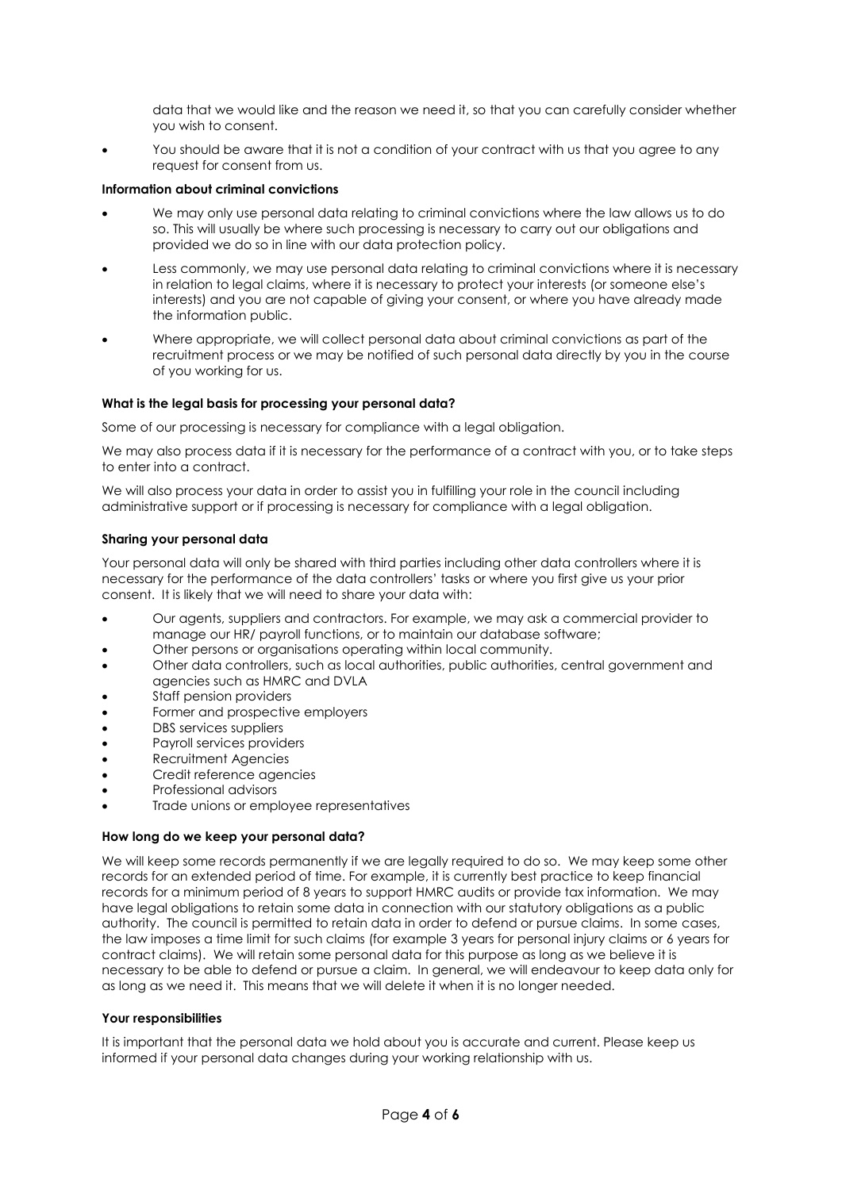data that we would like and the reason we need it, so that you can carefully consider whether you wish to consent.

- You should be aware that it is not a condition of your contract with us that you agree to any request for consent from us.

**Information about criminal convictions**

- We may only use personal data relating to criminal convictions where the law allows us to do so. This will usually be where such processing is necessary to carry out our obligations and provided we do so in line with our data protection policy.
- Less commonly, we may use personal data relating to criminal convictions where it is necessary in relation to legal claims, where it is necessary to protect your interests (or someone else's interests) and you are not capable of giving your consent, or where you have already made the information public.
- Where appropriate, we will collect personal data about criminal convictions as part of the recruitment process or we may be notified of such personal data directly by you in the course of you working for us.

**What is the legal basis for processing your personal data?**

Some of our processing is necessary for compliance with a legal obligation.

We may also process data if it is necessary for the performance of a contract with you, or to take steps to enter into a contract.

We will also process your data in order to assist you in fulfilling your role in the council including administrative support or if processing is necessary for compliance with a legal obligation.

**Sharing your personal data**

Your personal data will only be shared with third parties including other data controllers where it is necessary for the performance of the data controllers' tasks or where you first give us your prior consent. It is likely that we will need to share your data with:

- Our agents, suppliers and contractors. For example, we may ask a commercial provider to manage our HR/ payroll functions, or to maintain our database software;
- Other persons or organisations operating within local community.
- Other data controllers, such as local authorities, public authorities, central government and agencies such as HMRC and DVLA
- Staff pension providers
- Former and prospective employers
- DBS services suppliers
- Payroll services providers
- Recruitment Agencies
- Credit reference agencies
- Professional advisors
- Trade unions or employee representatives

**How long do we keep your personal data?**

We will keep some records permanently if we are legally required to do so. We may keep some other records for an extended period of time. For example, it is currently best practice to keep financial records for a minimum period of 8 years to support HMRC audits or provide tax information. We may have legal obligations to retain some data in connection with our statutory obligations as a public authority. The council is permitted to retain data in order to defend or pursue claims. In some cases, the law imposes a time limit for such claims (for example 3 years for personal injury claims or 6 years for contract claims). We will retain some personal data for this purpose as long as we believe it is necessary to be able to defend or pursue a claim. In general, we will endeavour to keep data only for as long as we need it. This means that we will delete it when it is no longer needed.

**Your responsibilities**

It is important that the personal data we hold about you is accurate and current. Please keep us informed if your personal data changes during your working relationship with us.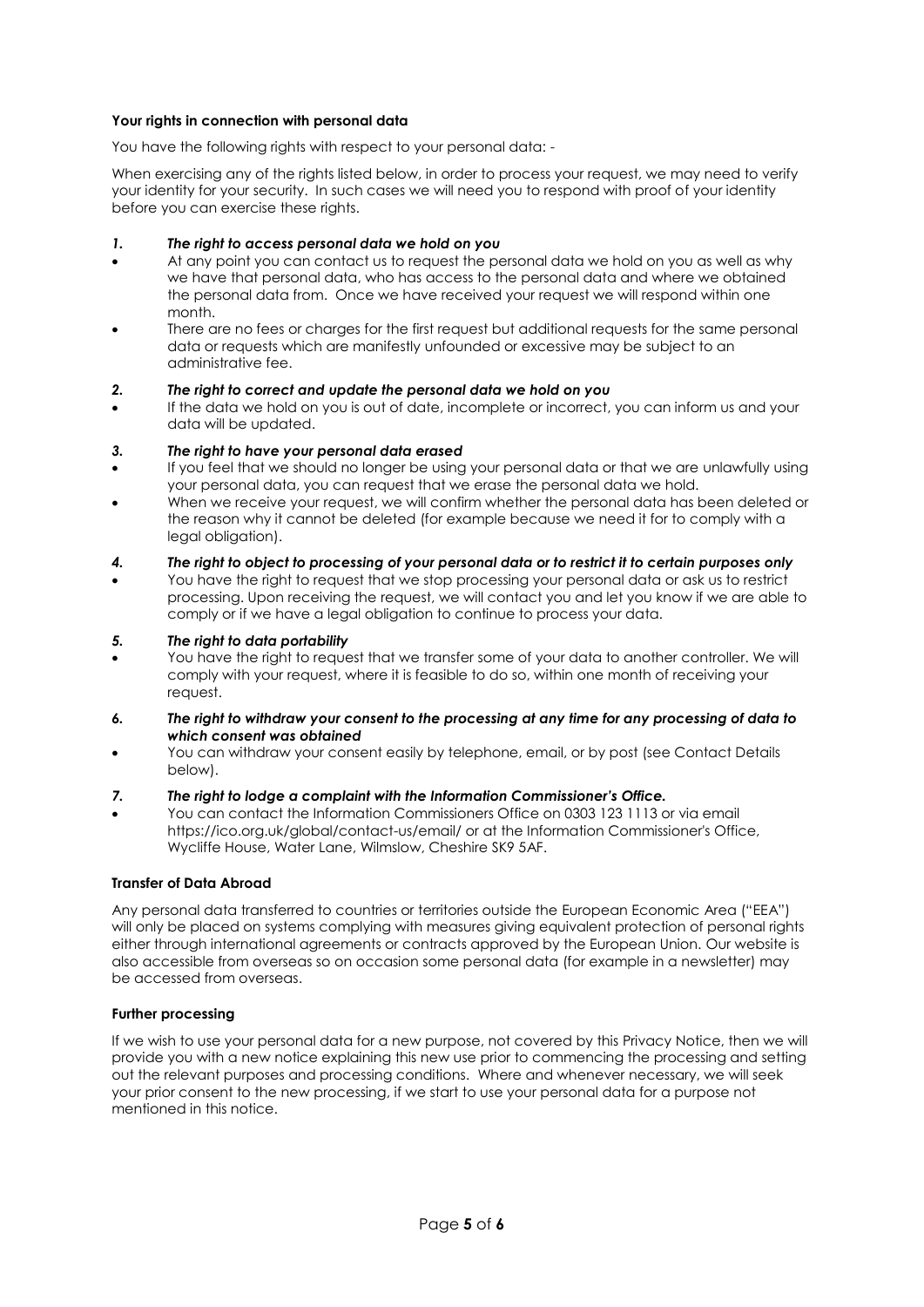**Your rights in connection with personal data**

You have the following rights with respect to your personal data: -

When exercising any of the rights listed below, in order to process your request, we may need to verify your identity for your security. In such cases we will need you to respond with proof of your identity before you can exercise these rights.

***1. The right to access personal data we hold on you***

- At any point you can contact us to request the personal data we hold on you as well as why we have that personal data, who has access to the personal data and where we obtained the personal data from. Once we have received your request we will respond within one month.
- There are no fees or charges for the first request but additional requests for the same personal data or requests which are manifestly unfounded or excessive may be subject to an administrative fee.

***2. The right to correct and update the personal data we hold on you***

- If the data we hold on you is out of date, incomplete or incorrect, you can inform us and your data will be updated.

***3. The right to have your personal data erased***

- If you feel that we should no longer be using your personal data or that we are unlawfully using your personal data, you can request that we erase the personal data we hold.
- When we receive your request, we will confirm whether the personal data has been deleted or the reason why it cannot be deleted (for example because we need it for to comply with a legal obligation).

***4. The right to object to processing of your personal data or to restrict it to certain purposes only***

- You have the right to request that we stop processing your personal data or ask us to restrict processing. Upon receiving the request, we will contact you and let you know if we are able to comply or if we have a legal obligation to continue to process your data.

***5. The right to data portability***

- You have the right to request that we transfer some of your data to another controller. We will comply with your request, where it is feasible to do so, within one month of receiving your request.

***6. The right to withdraw your consent to the processing at any time for any processing of data to which consent was obtained***

- You can withdraw your consent easily by telephone, email, or by post (see Contact Details below).

***7. The right to lodge a complaint with the Information Commissioner's Office.***

- You can contact the Information Commissioners Office on 0303 123 1113 or via email https://ico.org.uk/global/contact-us/email/ or at the Information Commissioner's Office, Wycliffe House, Water Lane, Wilmslow, Cheshire SK9 5AF.

**Transfer of Data Abroad**

Any personal data transferred to countries or territories outside the European Economic Area ("EEA") will only be placed on systems complying with measures giving equivalent protection of personal rights either through international agreements or contracts approved by the European Union. Our website is also accessible from overseas so on occasion some personal data (for example in a newsletter) may be accessed from overseas.

**Further processing**

If we wish to use your personal data for a new purpose, not covered by this Privacy Notice, then we will provide you with a new notice explaining this new use prior to commencing the processing and setting out the relevant purposes and processing conditions. Where and whenever necessary, we will seek your prior consent to the new processing, if we start to use your personal data for a purpose not mentioned in this notice.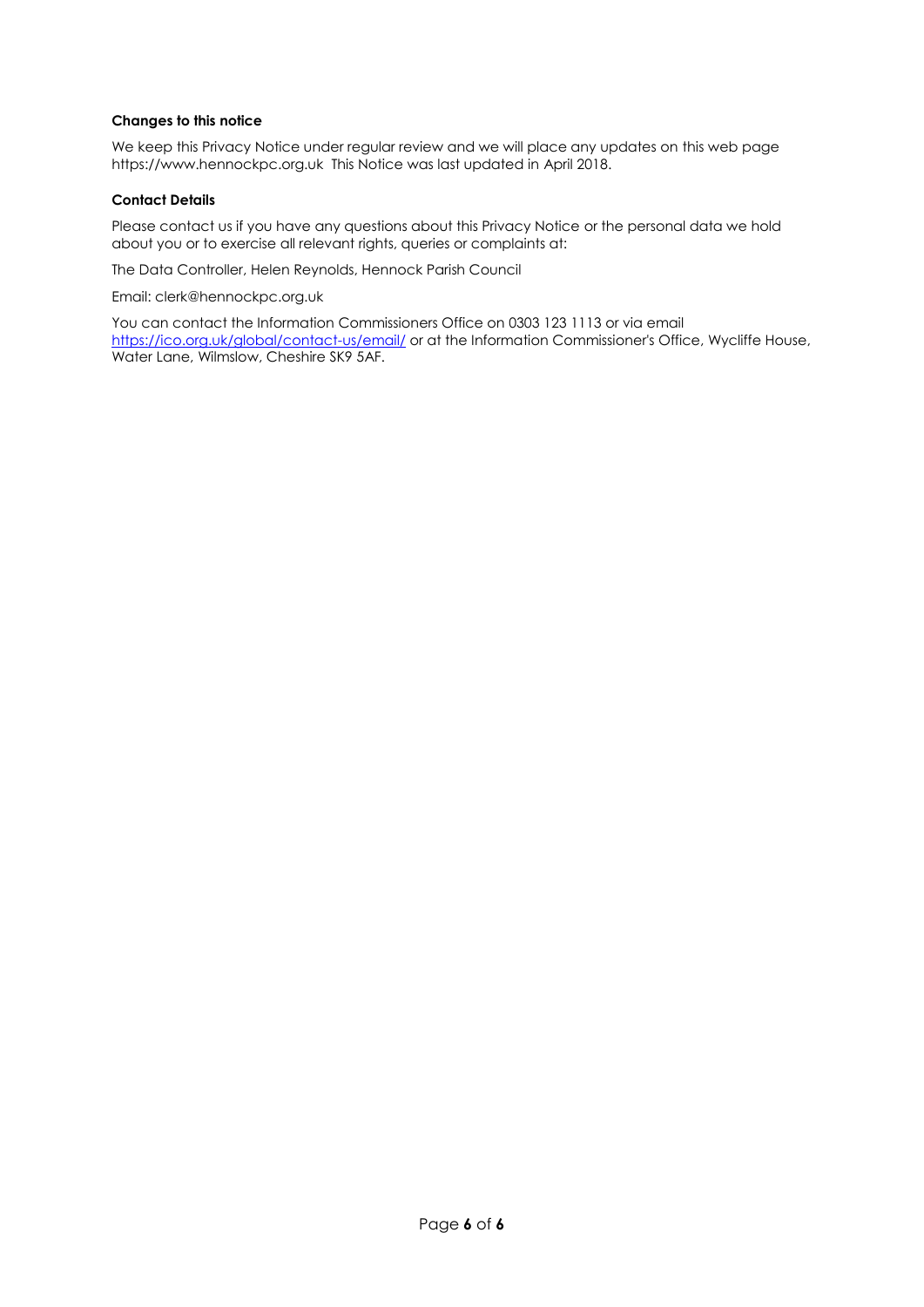**Changes to this notice**

We keep this Privacy Notice under regular review and we will place any updates on this web page https://www.hennockpc.org.uk This Notice was last updated in April 2018.

**Contact Details**

Please contact us if you have any questions about this Privacy Notice or the personal data we hold about you or to exercise all relevant rights, queries or complaints at:

The Data Controller, Helen Reynolds, Hennock Parish Council

Email: clerk@hennockpc.org.uk

You can contact the Information Commissioners Office on 0303 123 1113 or via email https://ico.org.uk/global/contact-us/email/ or at the Information Commissioner's Office, Wycliffe House, Water Lane, Wilmslow, Cheshire SK9 5AF.